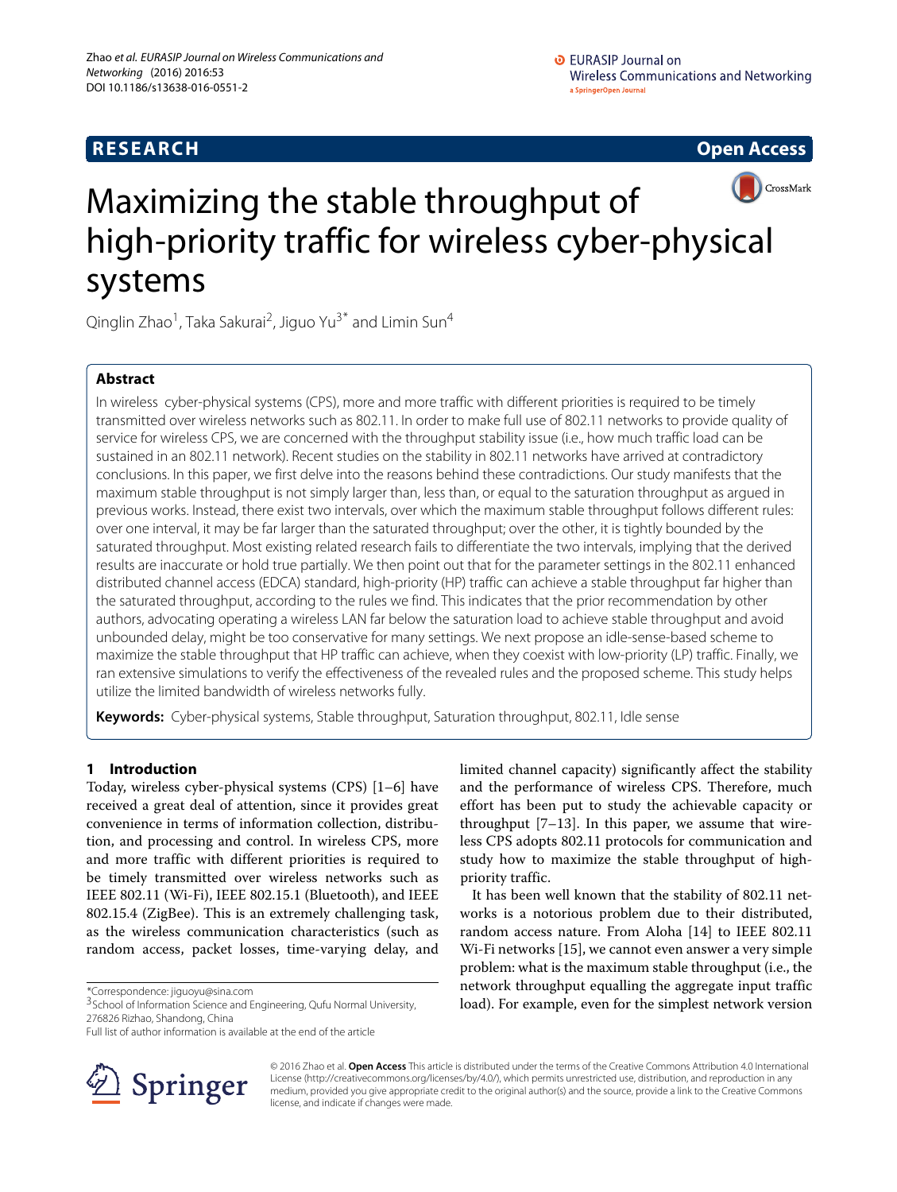# Maximizing the stable throughput of high-priority traffic for wireless cyber-physical systems

Qinglin Zhao[1], Taka Sakurai[2], Jiguo Yu[3*] and Limin Sun[4]

## Abstract

In wireless cyber-physical systems (CPS), more and more traffic with different priorities is required to be timely transmitted over wireless networks such as 802.11. In order to make full use of 802.11 networks to provide quality of service for wireless CPS, we are concerned with the throughput stability issue (i.e., how much traffic load can be sustained in an 802.11 network). Recent studies on the stability in 802.11 networks have arrived at contradictory conclusions. In this paper, we first delve into the reasons behind these contradictions. Our study manifests that the maximum stable throughput is not simply larger than, less than, or equal to the saturation throughput as argued in previous works. Instead, there exist two intervals, over which the maximum stable throughput follows different rules: over one interval, it may be far larger than the saturated throughput; over the other, it is tightly bounded by the saturated throughput. Most existing related research fails to differentiate the two intervals, implying that the derived results are inaccurate or hold true partially. We then point out that for the parameter settings in the 802.11 enhanced distributed channel access (EDCA) standard, high-priority (HP) traffic can achieve a stable throughput far higher than the saturated throughput, according to the rules we find. This indicates that the prior recommendation by other authors, advocating operating a wireless LAN far below the saturation load to achieve stable throughput and avoid unbounded delay, might be too conservative for many settings. We next propose an idle-sense-based scheme to maximize the stable throughput that HP traffic can achieve, when they coexist with low-priority (LP) traffic. Finally, we ran extensive simulations to verify the effectiveness of the revealed rules and the proposed scheme. This study helps utilize the limited bandwidth of wireless networks fully.

**Keywords:** Cyber-physical systems, Stable throughput, Saturation throughput, 802.11, Idle sense

## 1 Introduction

Today, wireless cyber-physical systems (CPS) [1–6] have received a great deal of attention, since it provides great convenience in terms of information collection, distribution, and processing and control. In wireless CPS, more and more traffic with different priorities is required to be timely transmitted over wireless networks such as IEEE 802.11 (Wi-Fi), IEEE 802.15.1 (Bluetooth), and IEEE 802.15.4 (ZigBee). This is an extremely challenging task, as the wireless communication characteristics (such as random access, packet losses, time-varying delay, and limited channel capacity) significantly affect the stability and the performance of wireless CPS. Therefore, much effort has been put to study the achievable capacity or throughput [7–13]. In this paper, we assume that wireless CPS adopts 802.11 protocols for communication and study how to maximize the stable throughput of high-priority traffic.

It has been well known that the stability of 802.11 networks is a notorious problem due to their distributed, random access nature. From Aloha [14] to IEEE 802.11 Wi-Fi networks [15], we cannot even answer a very simple problem: what is the maximum stable throughput (i.e., the network throughput equalling the aggregate input traffic load). For example, even for the simplest network version

*Correspondence: jiguoyu@sina.com
[3]School of Information Science and Engineering, Qufu Normal University, 276826 Rizhao, Shandong, China
Full list of author information is available at the end of the article

© 2016 Zhao et al. **Open Access** This article is distributed under the terms of the Creative Commons Attribution 4.0 International License (http://creativecommons.org/licenses/by/4.0/), which permits unrestricted use, distribution, and reproduction in any medium, provided you give appropriate credit to the original author(s) and the source, provide a link to the Creative Commons license, and indicate if changes were made.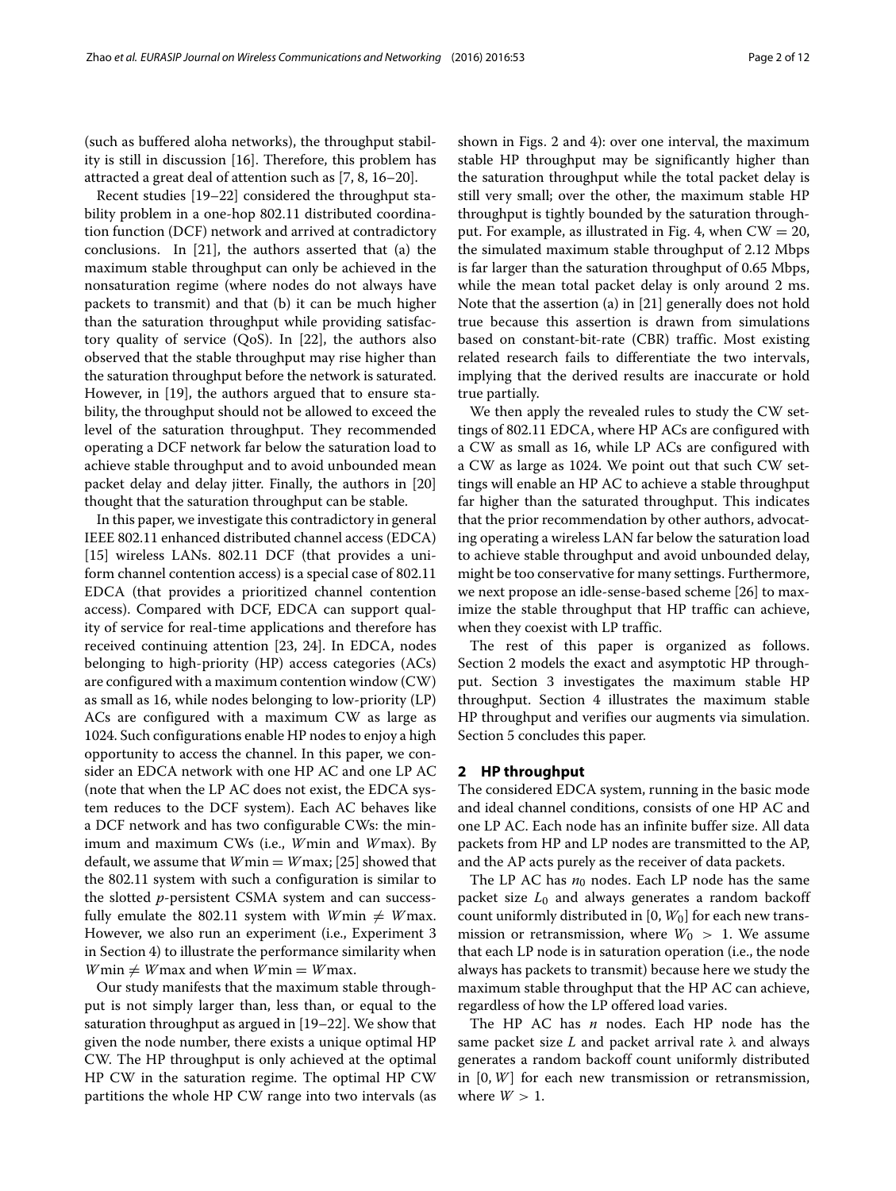(such as buffered aloha networks), the throughput stability is still in discussion [16]. Therefore, this problem has attracted a great deal of attention such as [7, 8, 16–20].

Recent studies [19–22] considered the throughput stability problem in a one-hop 802.11 distributed coordination function (DCF) network and arrived at contradictory conclusions. In [21], the authors asserted that (a) the maximum stable throughput can only be achieved in the nonsaturation regime (where nodes do not always have packets to transmit) and that (b) it can be much higher than the saturation throughput while providing satisfactory quality of service (QoS). In [22], the authors also observed that the stable throughput may rise higher than the saturation throughput before the network is saturated. However, in [19], the authors argued that to ensure stability, the throughput should not be allowed to exceed the level of the saturation throughput. They recommended operating a DCF network far below the saturation load to achieve stable throughput and to avoid unbounded mean packet delay and delay jitter. Finally, the authors in [20] thought that the saturation throughput can be stable.

In this paper, we investigate this contradictory in general IEEE 802.11 enhanced distributed channel access (EDCA) [15] wireless LANs. 802.11 DCF (that provides a uniform channel contention access) is a special case of 802.11 EDCA (that provides a prioritized channel contention access). Compared with DCF, EDCA can support quality of service for real-time applications and therefore has received continuing attention [23, 24]. In EDCA, nodes belonging to high-priority (HP) access categories (ACs) are configured with a maximum contention window (CW) as small as 16, while nodes belonging to low-priority (LP) ACs are configured with a maximum CW as large as 1024. Such configurations enable HP nodes to enjoy a high opportunity to access the channel. In this paper, we consider an EDCA network with one HP AC and one LP AC (note that when the LP AC does not exist, the EDCA system reduces to the DCF system). Each AC behaves like a DCF network and has two configurable CWs: the minimum and maximum CWs (i.e., $W$min and $W$max). By default, we assume that $W\text{min} = W\text{max}$; [25] showed that the 802.11 system with such a configuration is similar to the slotted $p$-persistent CSMA system and can successfully emulate the 802.11 system with $W\text{min} \neq W\text{max}$. However, we also run an experiment (i.e., Experiment 3 in Section 4) to illustrate the performance similarity when $W\text{min} \neq W\text{max}$ and when $W\text{min} = W\text{max}$.

Our study manifests that the maximum stable throughput is not simply larger than, less than, or equal to the saturation throughput as argued in [19–22]. We show that given the node number, there exists a unique optimal HP CW. The HP throughput is only achieved at the optimal HP CW in the saturation regime. The optimal HP CW partitions the whole HP CW range into two intervals (as shown in Figs. 2 and 4): over one interval, the maximum stable HP throughput may be significantly higher than the saturation throughput while the total packet delay is still very small; over the other, the maximum stable HP throughput is tightly bounded by the saturation throughput. For example, as illustrated in Fig. 4, when $\text{CW} = 20$, the simulated maximum stable throughput of 2.12 Mbps is far larger than the saturation throughput of 0.65 Mbps, while the mean total packet delay is only around 2 ms. Note that the assertion (a) in [21] generally does not hold true because this assertion is drawn from simulations based on constant-bit-rate (CBR) traffic. Most existing related research fails to differentiate the two intervals, implying that the derived results are inaccurate or hold true partially.

We then apply the revealed rules to study the CW settings of 802.11 EDCA, where HP ACs are configured with a CW as small as 16, while LP ACs are configured with a CW as large as 1024. We point out that such CW settings will enable an HP AC to achieve a stable throughput far higher than the saturated throughput. This indicates that the prior recommendation by other authors, advocating operating a wireless LAN far below the saturation load to achieve stable throughput and avoid unbounded delay, might be too conservative for many settings. Furthermore, we next propose an idle-sense-based scheme [26] to maximize the stable throughput that HP traffic can achieve, when they coexist with LP traffic.

The rest of this paper is organized as follows. Section 2 models the exact and asymptotic HP throughput. Section 3 investigates the maximum stable HP throughput. Section 4 illustrates the maximum stable HP throughput and verifies our augments via simulation. Section 5 concludes this paper.

## 2 HP throughput

The considered EDCA system, running in the basic mode and ideal channel conditions, consists of one HP AC and one LP AC. Each node has an infinite buffer size. All data packets from HP and LP nodes are transmitted to the AP, and the AP acts purely as the receiver of data packets.

The LP AC has $n_0$ nodes. Each LP node has the same packet size $L_0$ and always generates a random backoff count uniformly distributed in $[0, W_0]$ for each new transmission or retransmission, where $W_0 > 1$. We assume that each LP node is in saturation operation (i.e., the node always has packets to transmit) because here we study the maximum stable throughput that the HP AC can achieve, regardless of how the LP offered load varies.

The HP AC has $n$ nodes. Each HP node has the same packet size $L$ and packet arrival rate $\lambda$ and always generates a random backoff count uniformly distributed in $[0, W]$ for each new transmission or retransmission, where $W > 1$.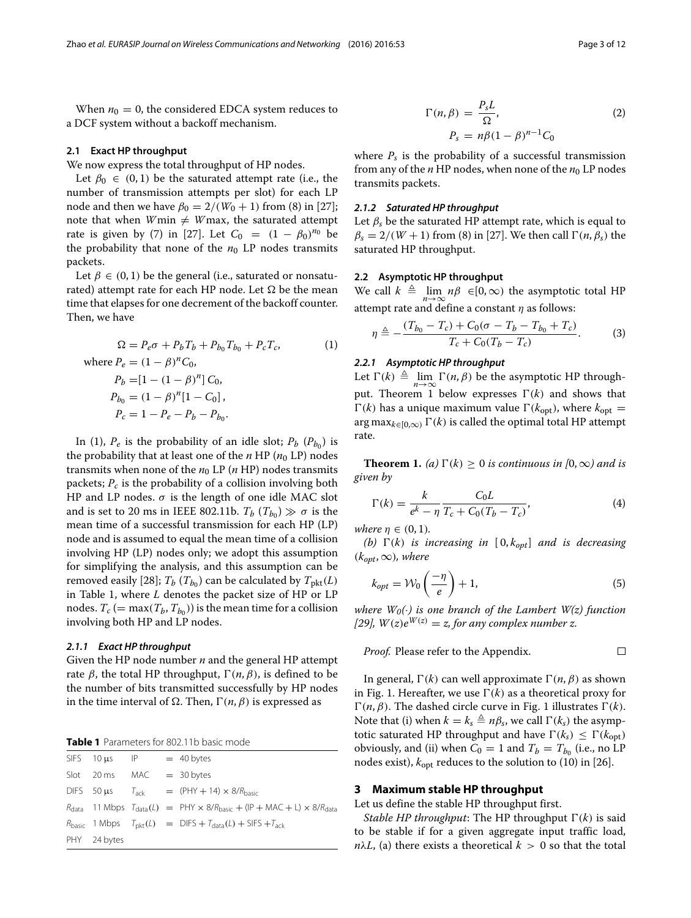When $n_0 = 0$, the considered EDCA system reduces to a DCF system without a backoff mechanism.

### 2.1 Exact HP throughput

We now express the total throughput of HP nodes.

Let $\beta_0 \in (0, 1)$ be the saturated attempt rate (i.e., the number of transmission attempts per slot) for each LP node and then we have $\beta_0 = 2/(W_0 + 1)$ from (8) in [27]; note that when $W\min \neq W\max$, the saturated attempt rate is given by (7) in [27]. Let $C_0 = (1 - \beta_0)^{n_0}$ be the probability that none of the $n_0$ LP nodes transmits packets.

Let $\beta \in (0, 1)$ be the general (i.e., saturated or nonsaturated) attempt rate for each HP node. Let $\Omega$ be the mean time that elapses for one decrement of the backoff counter. Then, we have

$$
\Omega = P_e\sigma + P_b T_b + P_{b_0} T_{b_0} + P_c T_c, \tag{1}
$$

where
$$
\begin{aligned}
P_e &= (1 - \beta)^n C_0,\\
P_b &= [1 - (1 - \beta)^n]\, C_0,\\
P_{b_0} &= (1 - \beta)^n [1 - C_0]\,,\\
P_c &= 1 - P_e - P_b - P_{b_0}.
\end{aligned}
$$

In (1), $P_e$ is the probability of an idle slot; $P_b$ ($P_{b_0}$) is the probability that at least one of the $n$ HP ($n_0$ LP) nodes transmits when none of the $n_0$ LP ($n$ HP) nodes transmits packets; $P_c$ is the probability of a collision involving both HP and LP nodes. $\sigma$ is the length of one idle MAC slot and is set to 20 ms in IEEE 802.11b. $T_b$ ($T_{b_0}$) $\gg \sigma$ is the mean time of a successful transmission for each HP (LP) node and is assumed to equal the mean time of a collision involving HP (LP) nodes only; we adopt this assumption for simplifying the analysis, and this assumption can be removed easily [28]; $T_b$ ($T_{b_0}$) can be calculated by $T_{\text{pkt}}(L)$ in Table 1, where $L$ denotes the packet size of HP or LP nodes. $T_c$ ($= \max(T_b, T_{b_0})$) is the mean time for a collision involving both HP and LP nodes.

#### 2.1.1 Exact HP throughput

Given the HP node number $n$ and the general HP attempt rate $\beta$, the total HP throughput, $\Gamma(n, \beta)$, is defined to be the number of bits transmitted successfully by HP nodes in the time interval of $\Omega$. Then, $\Gamma(n, \beta)$ is expressed as

**Table 1** Parameters for 802.11b basic mode

| | | | |
|---|---|---|---|
| SIFS | 10 μs | IP | $=$ 40 bytes |
| Slot | 20 ms | MAC | $=$ 30 bytes |
| DIFS | 50 μs | $T_{\text{ack}}$ | $= (\text{PHY} + 14) \times 8/R_{\text{basic}}$ |
| $R_{\text{data}}$ | 11 Mbps | $T_{\text{data}}(L)$ | $= \text{PHY} \times 8/R_{\text{basic}} + (\text{IP} + \text{MAC} + L) \times 8/R_{\text{data}}$ |
| $R_{\text{basic}}$ | 1 Mbps | $T_{\text{pkt}}(L)$ | $= \text{DIFS} + T_{\text{data}}(L) + \text{SIFS} + T_{\text{ack}}$ |
| PHY | 24 bytes | | |

$$
\Gamma(n, \beta) = \frac{P_s L}{\Omega}, \qquad P_s = n\beta(1 - \beta)^{n-1} C_0 \tag{2}
$$

where $P_s$ is the probability of a successful transmission from any of the $n$ HP nodes, when none of the $n_0$ LP nodes transmits packets.

#### 2.1.2 Saturated HP throughput

Let $\beta_s$ be the saturated HP attempt rate, which is equal to $\beta_s = 2/(W + 1)$ from (8) in [27]. We then call $\Gamma(n, \beta_s)$ the saturated HP throughput.

### 2.2 Asymptotic HP throughput

We call $k \triangleq \lim_{n\to\infty} n\beta \in [0, \infty)$ the asymptotic total HP attempt rate and define a constant $\eta$ as follows:

$$
\eta \triangleq -\frac{(T_{b_0} - T_c) + C_0(\sigma - T_b - T_{b_0} + T_c)}{T_c + C_0(T_b - T_c)}. \tag{3}
$$

#### 2.2.1 Asymptotic HP throughput

Let $\Gamma(k) \triangleq \lim_{n\to\infty} \Gamma(n, \beta)$ be the asymptotic HP throughput. Theorem 1 below expresses $\Gamma(k)$ and shows that $\Gamma(k)$ has a unique maximum value $\Gamma(k_{\text{opt}})$, where $k_{\text{opt}} = \arg\max_{k\in[0,\infty)} \Gamma(k)$ is called the optimal total HP attempt rate.

**Theorem 1.** *(a) $\Gamma(k) \geq 0$ is continuous in $[0, \infty)$ and is given by*

$$
\Gamma(k) = \frac{k}{e^k - \eta} \frac{C_0 L}{T_c + C_0(T_b - T_c)}, \tag{4}
$$

*where $\eta \in (0, 1)$.*

*(b) $\Gamma(k)$ is increasing in $[0, k_{opt}]$ and is decreasing $(k_{opt}, \infty)$, where*

$$
k_{opt} = \mathcal{W}_0\left(\frac{-\eta}{e}\right) + 1, \tag{5}
$$

*where $W_0(\cdot)$ is one branch of the Lambert $W(z)$ function [29], $W(z)e^{W(z)} = z$, for any complex number $z$.*

*Proof.* Please refer to the Appendix. □

In general, $\Gamma(k)$ can well approximate $\Gamma(n, \beta)$ as shown in Fig. 1. Hereafter, we use $\Gamma(k)$ as a theoretical proxy for $\Gamma(n, \beta)$. The dashed circle curve in Fig. 1 illustrates $\Gamma(k)$. Note that (i) when $k = k_s \triangleq n\beta_s$, we call $\Gamma(k_s)$ the asymptotic saturated HP throughput and have $\Gamma(k_s) \leq \Gamma(k_{\text{opt}})$ obviously, and (ii) when $C_0 = 1$ and $T_b = T_{b_0}$ (i.e., no LP nodes exist), $k_{\text{opt}}$ reduces to the solution to (10) in [26].

## 3 Maximum stable HP throughput

Let us define the stable HP throughput first.

*Stable HP throughput*: The HP throughput $\Gamma(k)$ is said to be stable if for a given aggregate input traffic load, $n\lambda L$, (a) there exists a theoretical $k > 0$ so that the total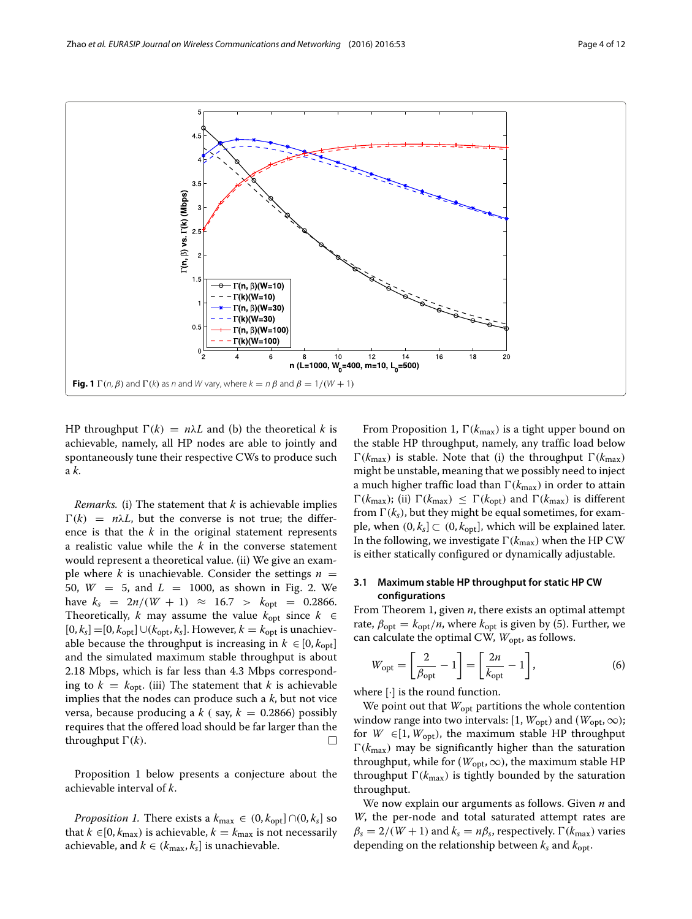**Fig. 1** $\Gamma(n, \beta)$ and $\Gamma(k)$ as $n$ and $W$ vary, where $k = n\beta$ and $\beta = 1/(W+1)$

HP throughput $\Gamma(k) = n\lambda L$ and (b) the theoretical $k$ is achievable, namely, all HP nodes are able to jointly and spontaneously tune their respective CWs to produce such a $k$.

*Remarks.* (i) The statement that $k$ is achievable implies $\Gamma(k) = n\lambda L$, but the converse is not true; the difference is that the $k$ in the original statement represents a realistic value while the $k$ in the converse statement would represent a theoretical value. (ii) We give an example where $k$ is unachievable. Consider the settings $n = 50$, $W = 5$, and $L = 1000$, as shown in Fig. 2. We have $k_s = 2n/(W+1) \approx 16.7 > k_{\text{opt}} = 0.2866$. Theoretically, $k$ may assume the value $k_{\text{opt}}$ since $k \in [0, k_s] = [0, k_{\text{opt}}] \cup (k_{\text{opt}}, k_s]$. However, $k = k_{\text{opt}}$ is unachievable because the throughput is increasing in $k \in [0, k_{\text{opt}}]$ and the simulated maximum stable throughput is about 2.18 Mbps, which is far less than 4.3 Mbps corresponding to $k = k_{\text{opt}}$. (iii) The statement that $k$ is achievable implies that the nodes can produce such a $k$, but not vice versa, because producing a $k$ ( say, $k = 0.2866$) possibly requires that the offered load should be far larger than the throughput $\Gamma(k)$. □

Proposition 1 below presents a conjecture about the achievable interval of $k$.

*Proposition 1.* There exists a $k_{\max} \in (0, k_{\text{opt}}] \cap (0, k_s]$ so that $k \in [0, k_{\max})$ is achievable, $k = k_{\max}$ is not necessarily achievable, and $k \in (k_{\max}, k_s]$ is unachievable.

From Proposition 1, $\Gamma(k_{\max})$ is a tight upper bound on the stable HP throughput, namely, any traffic load below $\Gamma(k_{\max})$ is stable. Note that (i) the throughput $\Gamma(k_{\max})$ might be unstable, meaning that we possibly need to inject a much higher traffic load than $\Gamma(k_{\max})$ in order to attain $\Gamma(k_{\max})$; (ii) $\Gamma(k_{\max}) \leq \Gamma(k_{\text{opt}})$ and $\Gamma(k_{\max})$ is different from $\Gamma(k_s)$, but they might be equal sometimes, for example, when $(0, k_s] \subset (0, k_{\text{opt}}]$, which will be explained later. In the following, we investigate $\Gamma(k_{\max})$ when the HP CW is either statically configured or dynamically adjustable.

### 3.1 Maximum stable HP throughput for static HP CW configurations

From Theorem 1, given $n$, there exists an optimal attempt rate, $\beta_{\text{opt}} = k_{\text{opt}}/n$, where $k_{\text{opt}}$ is given by (5). Further, we can calculate the optimal CW, $W_{\text{opt}}$, as follows.

$$W_{\text{opt}} = \left[\frac{2}{\beta_{\text{opt}}} - 1\right] = \left[\frac{2n}{k_{\text{opt}}} - 1\right], \tag{6}$$

where $[\cdot]$ is the round function.

We point out that $W_{\text{opt}}$ partitions the whole contention window range into two intervals: $[1, W_{\text{opt}})$ and $(W_{\text{opt}}, \infty)$; for $W \in [1, W_{\text{opt}})$, the maximum stable HP throughput $\Gamma(k_{\max})$ may be significantly higher than the saturation throughput, while for $(W_{\text{opt}}, \infty)$, the maximum stable HP throughput $\Gamma(k_{\max})$ is tightly bounded by the saturation throughput.

We now explain our arguments as follows. Given $n$ and $W$, the per-node and total saturated attempt rates are $\beta_s = 2/(W+1)$ and $k_s = n\beta_s$, respectively. $\Gamma(k_{\max})$ varies depending on the relationship between $k_s$ and $k_{\text{opt}}$.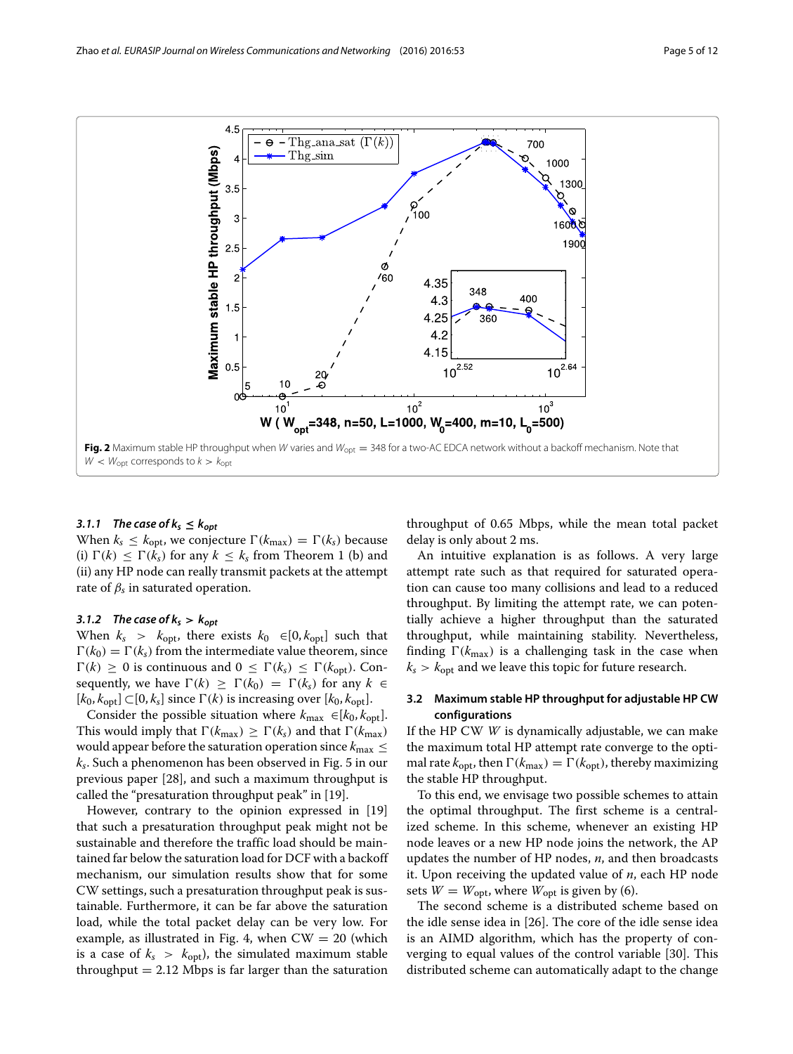Fig. 2 Maximum stable HP throughput when $W$ varies and $W_{\text{opt}} = 348$ for a two-AC EDCA network without a backoff mechanism. Note that $W < W_{\text{opt}}$ corresponds to $k > k_{\text{opt}}$

#### 3.1.1 The case of $k_s \leq k_{opt}$

When $k_s \leq k_{\text{opt}}$, we conjecture $\Gamma(k_{\max}) = \Gamma(k_s)$ because (i) $\Gamma(k) \leq \Gamma(k_s)$ for any $k \leq k_s$ from Theorem 1 (b) and (ii) any HP node can really transmit packets at the attempt rate of $\beta_s$ in saturated operation.

#### 3.1.2 The case of $k_s > k_{opt}$

When $k_s > k_{\text{opt}}$, there exists $k_0 \in [0, k_{\text{opt}}]$ such that $\Gamma(k_0) = \Gamma(k_s)$ from the intermediate value theorem, since $\Gamma(k) \geq 0$ is continuous and $0 \leq \Gamma(k_s) \leq \Gamma(k_{\text{opt}})$. Consequently, we have $\Gamma(k) \geq \Gamma(k_0) = \Gamma(k_s)$ for any $k \in [k_0, k_{\text{opt}}] \subset [0, k_s]$ since $\Gamma(k)$ is increasing over $[k_0, k_{\text{opt}}]$.

Consider the possible situation where $k_{\max} \in [k_0, k_{\text{opt}}]$. This would imply that $\Gamma(k_{\max}) \geq \Gamma(k_s)$ and that $\Gamma(k_{\max})$ would appear before the saturation operation since $k_{\max} \leq k_s$. Such a phenomenon has been observed in Fig. 5 in our previous paper [28], and such a maximum throughput is called the "presaturation throughput peak" in [19].

However, contrary to the opinion expressed in [19] that such a presaturation throughput peak might not be sustainable and therefore the traffic load should be maintained far below the saturation load for DCF with a backoff mechanism, our simulation results show that for some CW settings, such a presaturation throughput peak is sustainable. Furthermore, it can be far above the saturation load, while the total packet delay can be very low. For example, as illustrated in Fig. 4, when CW = 20 (which is a case of $k_s > k_{\text{opt}}$), the simulated maximum stable throughput = 2.12 Mbps is far larger than the saturation throughput of 0.65 Mbps, while the mean total packet delay is only about 2 ms.

An intuitive explanation is as follows. A very large attempt rate such as that required for saturated operation can cause too many collisions and lead to a reduced throughput. By limiting the attempt rate, we can potentially achieve a higher throughput than the saturated throughput, while maintaining stability. Nevertheless, finding $\Gamma(k_{\max})$ is a challenging task in the case when $k_s > k_{\text{opt}}$ and we leave this topic for future research.

### 3.2 Maximum stable HP throughput for adjustable HP CW configurations

If the HP CW $W$ is dynamically adjustable, we can make the maximum total HP attempt rate converge to the optimal rate $k_{\text{opt}}$, then $\Gamma(k_{\max}) = \Gamma(k_{\text{opt}})$, thereby maximizing the stable HP throughput.

To this end, we envisage two possible schemes to attain the optimal throughput. The first scheme is a centralized scheme. In this scheme, whenever an existing HP node leaves or a new HP node joins the network, the AP updates the number of HP nodes, $n$, and then broadcasts it. Upon receiving the updated value of $n$, each HP node sets $W = W_{\text{opt}}$, where $W_{\text{opt}}$ is given by (6).

The second scheme is a distributed scheme based on the idle sense idea in [26]. The core of the idle sense idea is an AIMD algorithm, which has the property of converging to equal values of the control variable [30]. This distributed scheme can automatically adapt to the change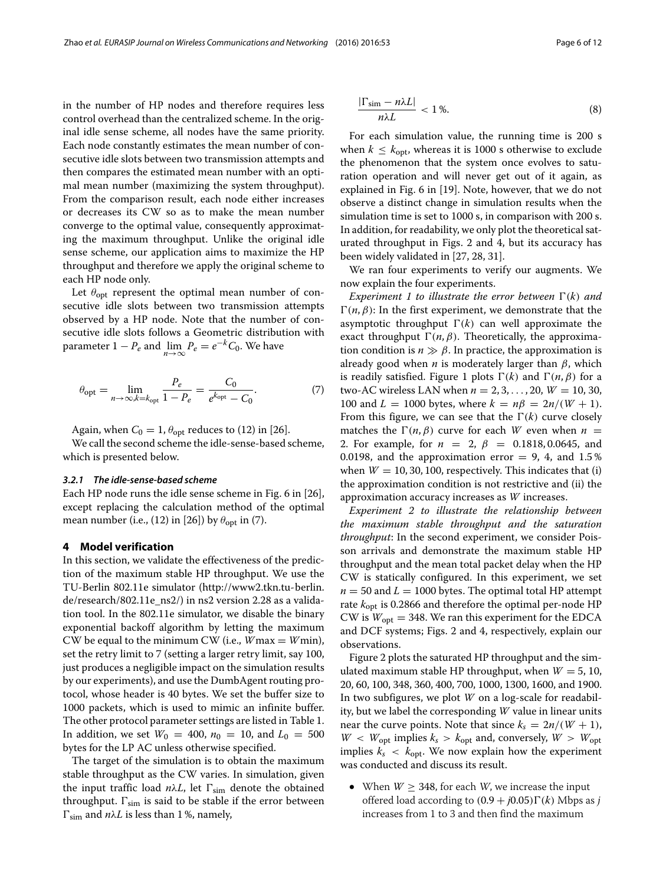in the number of HP nodes and therefore requires less control overhead than the centralized scheme. In the original idle sense scheme, all nodes have the same priority. Each node constantly estimates the mean number of consecutive idle slots between two transmission attempts and then compares the estimated mean number with an optimal mean number (maximizing the system throughput). From the comparison result, each node either increases or decreases its CW so as to make the mean number converge to the optimal value, consequently approximating the maximum throughput. Unlike the original idle sense scheme, our application aims to maximize the HP throughput and therefore we apply the original scheme to each HP node only.

Let $\theta_{\text{opt}}$ represent the optimal mean number of consecutive idle slots between two transmission attempts observed by a HP node. Note that the number of consecutive idle slots follows a Geometric distribution with parameter $1 - P_e$ and $\lim_{n\to\infty} P_e = e^{-k}C_0$. We have

$$\theta_{\text{opt}} = \lim_{n\to\infty, k=k_{\text{opt}}} \frac{P_e}{1-P_e} = \frac{C_0}{e^{k_{\text{opt}}} - C_0}. \tag{7}$$

Again, when $C_0 = 1$, $\theta_{\text{opt}}$ reduces to (12) in [26].

We call the second scheme the idle-sense-based scheme, which is presented below.

#### *3.2.1 The idle-sense-based scheme*

Each HP node runs the idle sense scheme in Fig. 6 in [26], except replacing the calculation method of the optimal mean number (i.e., (12) in [26]) by $\theta_{\text{opt}}$ in (7).

## 4 Model verification

In this section, we validate the effectiveness of the prediction of the maximum stable HP throughput. We use the TU-Berlin 802.11e simulator (http://www2.tkn.tu-berlin.de/research/802.11e_ns2/) in ns2 version 2.28 as a validation tool. In the 802.11e simulator, we disable the binary exponential backoff algorithm by letting the maximum CW be equal to the minimum CW (i.e., $W\max = W\min$), set the retry limit to 7 (setting a larger retry limit, say 100, just produces a negligible impact on the simulation results by our experiments), and use the DumbAgent routing protocol, whose header is 40 bytes. We set the buffer size to 1000 packets, which is used to mimic an infinite buffer. The other protocol parameter settings are listed in Table 1. In addition, we set $W_0 = 400$, $n_0 = 10$, and $L_0 = 500$ bytes for the LP AC unless otherwise specified.

The target of the simulation is to obtain the maximum stable throughput as the CW varies. In simulation, given the input traffic load $n\lambda L$, let $\Gamma_{\text{sim}}$ denote the obtained throughput. $\Gamma_{\text{sim}}$ is said to be stable if the error between $\Gamma_{\text{sim}}$ and $n\lambda L$ is less than 1 %, namely,

$$\frac{|\Gamma_{\text{sim}} - n\lambda L|}{n\lambda L} < 1\,\%. \tag{8}$$

For each simulation value, the running time is 200 s when $k \le k_{\text{opt}}$, whereas it is 1000 s otherwise to exclude the phenomenon that the system once evolves to saturation operation and will never get out of it again, as explained in Fig. 6 in [19]. Note, however, that we do not observe a distinct change in simulation results when the simulation time is set to 1000 s, in comparison with 200 s. In addition, for readability, we only plot the theoretical saturated throughput in Figs. 2 and 4, but its accuracy has been widely validated in [27, 28, 31].

We ran four experiments to verify our augments. We now explain the four experiments.

*Experiment 1 to illustrate the error between* $\Gamma(k)$ *and* $\Gamma(n,\beta)$: In the first experiment, we demonstrate that the asymptotic throughput $\Gamma(k)$ can well approximate the exact throughput $\Gamma(n,\beta)$. Theoretically, the approximation condition is $n \gg \beta$. In practice, the approximation is already good when $n$ is moderately larger than $\beta$, which is readily satisfied. Figure 1 plots $\Gamma(k)$ and $\Gamma(n,\beta)$ for a two-AC wireless LAN when $n = 2, 3, \ldots, 20$, $W = 10, 30, 100$ and $L = 1000$ bytes, where $k = n\beta = 2n/(W+1)$. From this figure, we can see that the $\Gamma(k)$ curve closely matches the $\Gamma(n,\beta)$ curve for each $W$ even when $n = 2$. For example, for $n = 2$, $\beta = 0.1818, 0.0645$, and $0.0198$, and the approximation error = 9, 4, and 1.5 % when $W = 10, 30, 100$, respectively. This indicates that (i) the approximation condition is not restrictive and (ii) the approximation accuracy increases as $W$ increases.

*Experiment 2 to illustrate the relationship between the maximum stable throughput and the saturation throughput*: In the second experiment, we consider Poisson arrivals and demonstrate the maximum stable HP throughput and the mean total packet delay when the HP CW is statically configured. In this experiment, we set $n = 50$ and $L = 1000$ bytes. The optimal total HP attempt rate $k_{\text{opt}}$ is 0.2866 and therefore the optimal per-node HP CW is $W_{\text{opt}} = 348$. We ran this experiment for the EDCA and DCF systems; Figs. 2 and 4, respectively, explain our observations.

Figure 2 plots the saturated HP throughput and the simulated maximum stable HP throughput, when $W = 5$, 10, 20, 60, 100, 348, 360, 400, 700, 1000, 1300, 1600, and 1900. In two subfigures, we plot $W$ on a log-scale for readability, but we label the corresponding $W$ value in linear units near the curve points. Note that since $k_s = 2n/(W+1)$, $W < W_{\text{opt}}$ implies $k_s > k_{\text{opt}}$ and, conversely, $W > W_{\text{opt}}$ implies $k_s < k_{\text{opt}}$. We now explain how the experiment was conducted and discuss its result.

- When $W \ge 348$, for each $W$, we increase the input offered load according to $(0.9 + j0.05)\Gamma(k)$ Mbps as $j$ increases from 1 to 3 and then find the maximum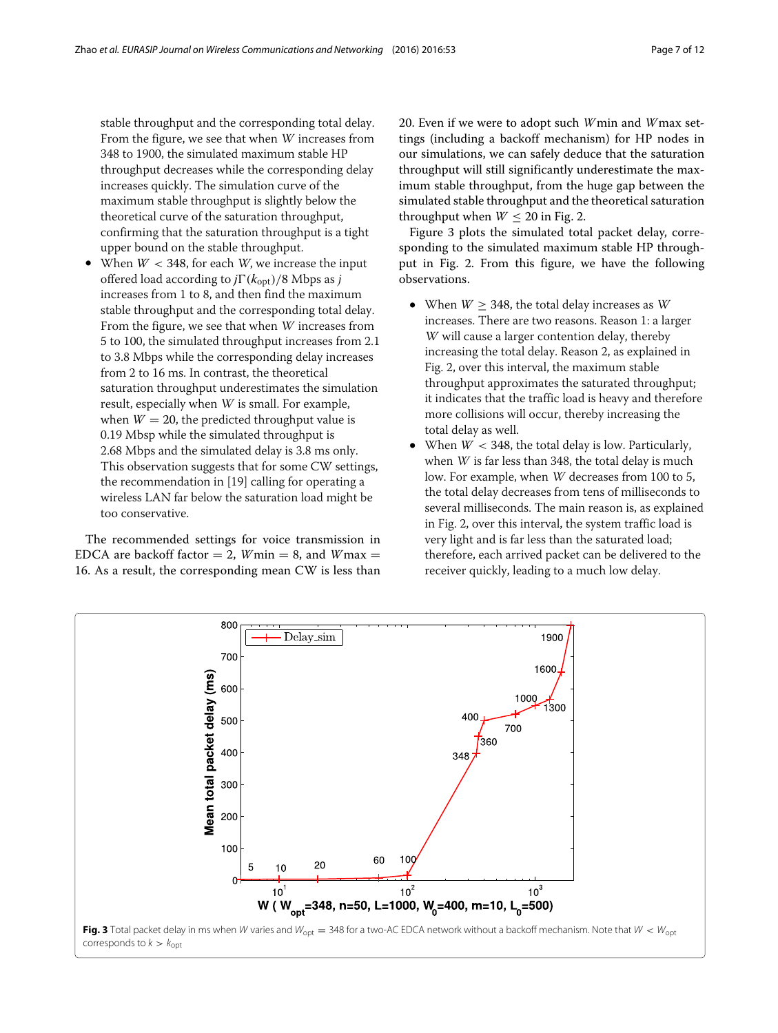stable throughput and the corresponding total delay. From the figure, we see that when $W$ increases from 348 to 1900, the simulated maximum stable HP throughput decreases while the corresponding delay increases quickly. The simulation curve of the maximum stable throughput is slightly below the theoretical curve of the saturation throughput, confirming that the saturation throughput is a tight upper bound on the stable throughput.

- When $W < 348$, for each $W$, we increase the input offered load according to $j\Gamma(k_{\text{opt}})/8$ Mbps as $j$ increases from 1 to 8, and then find the maximum stable throughput and the corresponding total delay. From the figure, we see that when $W$ increases from 5 to 100, the simulated throughput increases from 2.1 to 3.8 Mbps while the corresponding delay increases from 2 to 16 ms. In contrast, the theoretical saturation throughput underestimates the simulation result, especially when $W$ is small. For example, when $W = 20$, the predicted throughput value is 0.19 Mbsp while the simulated throughput is 2.68 Mbps and the simulated delay is 3.8 ms only. This observation suggests that for some CW settings, the recommendation in [19] calling for operating a wireless LAN far below the saturation load might be too conservative.

The recommended settings for voice transmission in EDCA are backoff factor = 2, $W$min = 8, and $W$max = 16. As a result, the corresponding mean CW is less than 20. Even if we were to adopt such $W$min and $W$max settings (including a backoff mechanism) for HP nodes in our simulations, we can safely deduce that the saturation throughput will still significantly underestimate the maximum stable throughput, from the huge gap between the simulated stable throughput and the theoretical saturation throughput when $W \leq 20$ in Fig. 2.

Figure 3 plots the simulated total packet delay, corresponding to the simulated maximum stable HP throughput in Fig. 2. From this figure, we have the following observations.

- When $W \geq 348$, the total delay increases as $W$ increases. There are two reasons. Reason 1: a larger $W$ will cause a larger contention delay, thereby increasing the total delay. Reason 2, as explained in Fig. 2, over this interval, the maximum stable throughput approximates the saturated throughput; it indicates that the traffic load is heavy and therefore more collisions will occur, thereby increasing the total delay as well.
- When $W < 348$, the total delay is low. Particularly, when $W$ is far less than 348, the total delay is much low. For example, when $W$ decreases from 100 to 5, the total delay decreases from tens of milliseconds to several milliseconds. The main reason is, as explained in Fig. 2, over this interval, the system traffic load is very light and is far less than the saturated load; therefore, each arrived packet can be delivered to the receiver quickly, leading to a much low delay.

**Fig. 3** Total packet delay in ms when $W$ varies and $W_{\text{opt}} = 348$ for a two-AC EDCA network without a backoff mechanism. Note that $W < W_{\text{opt}}$ corresponds to $k > k_{\text{opt}}$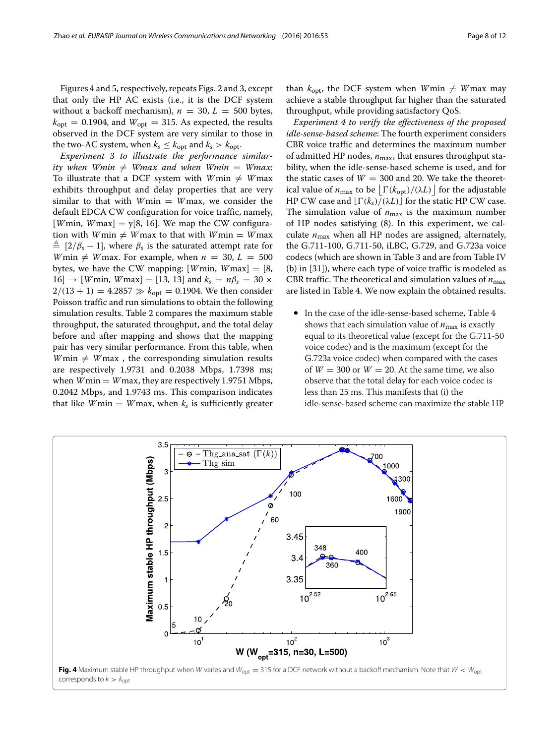Figures 4 and 5, respectively, repeats Figs. 2 and 3, except that only the HP AC exists (i.e., it is the DCF system without a backoff mechanism), $n = 30$, $L = 500$ bytes, $k_{\text{opt}} = 0.1904$, and $W_{\text{opt}} = 315$. As expected, the results observed in the DCF system are very similar to those in the two-AC system, when $k_s \leq k_{\text{opt}}$ and $k_s > k_{\text{opt}}$.

*Experiment 3 to illustrate the performance similarity when Wmin ≠ Wmax and when Wmin = Wmax*: To illustrate that a DCF system with $W\text{min} \neq W\text{max}$ exhibits throughput and delay properties that are very similar to that with $W\text{min} = W\text{max}$, we consider the default EDCA CW configuration for voice traffic, namely, $[W\text{min}, W\text{max}] = \text{y}[8, 16]$. We map the CW configuration with $W\text{min} \neq W\text{max}$ to that with $W\text{min} = W\text{max}$ $\triangleq [2/\beta_s - 1]$, where $\beta_s$ is the saturated attempt rate for $W\text{min} \neq W\text{max}$. For example, when $n = 30$, $L = 500$ bytes, we have the CW mapping: $[W\text{min}, W\text{max}] = [8, 16] \rightarrow [W\text{min}, W\text{max}] = [13, 13]$ and $k_s = n\beta_s = 30 \times 2/(13+1) = 4.2857 \gg k_{\text{opt}} = 0.1904$. We then consider Poisson traffic and run simulations to obtain the following simulation results. Table 2 compares the maximum stable throughput, the saturated throughput, and the total delay before and after mapping and shows that the mapping pair has very similar performance. From this table, when $W\text{min} \neq W\text{max}$ , the corresponding simulation results are respectively 1.9731 and 0.2038 Mbps, 1.7398 ms; when $W\text{min} = W\text{max}$, they are respectively 1.9751 Mbps, 0.2042 Mbps, and 1.9743 ms. This comparison indicates that like $W\text{min} = W\text{max}$, when $k_s$ is sufficiently greater than $k_{\text{opt}}$, the DCF system when $W\text{min} \neq W\text{max}$ may achieve a stable throughput far higher than the saturated throughput, while providing satisfactory QoS.

*Experiment 4 to verify the effectiveness of the proposed idle-sense-based scheme*: The fourth experiment considers CBR voice traffic and determines the maximum number of admitted HP nodes, $n_{\max}$, that ensures throughput stability, when the idle-sense-based scheme is used, and for the static cases of $W = 300$ and 20. We take the theoretical value of $n_{\max}$ to be $\lfloor \Gamma(k_{\text{opt}})/(\lambda L) \rfloor$ for the adjustable HP CW case and $\lfloor \Gamma(k_s)/(\lambda L) \rfloor$ for the static HP CW case. The simulation value of $n_{\max}$ is the maximum number of HP nodes satisfying (8). In this experiment, we calculate $n_{\max}$ when all HP nodes are assigned, alternately, the G.711-100, G.711-50, iLBC, G.729, and G.723a voice codecs (which are shown in Table 3 and are from Table IV (b) in [31]), where each type of voice traffic is modeled as CBR traffic. The theoretical and simulation values of $n_{\max}$ are listed in Table 4. We now explain the obtained results.

- In the case of the idle-sense-based scheme, Table 4 shows that each simulation value of $n_{\max}$ is exactly equal to its theoretical value (except for the G.711-50 voice codec) and is the maximum (except for the G.723a voice codec) when compared with the cases of $W = 300$ or $W = 20$. At the same time, we also observe that the total delay for each voice codec is less than 25 ms. This manifests that (i) the idle-sense-based scheme can maximize the stable HP

**Fig. 4** Maximum stable HP throughput when $W$ varies and $W_{\text{opt}} = 315$ for a DCF network without a backoff mechanism. Note that $W < W_{\text{opt}}$ corresponds to $k > k_{\text{opt}}$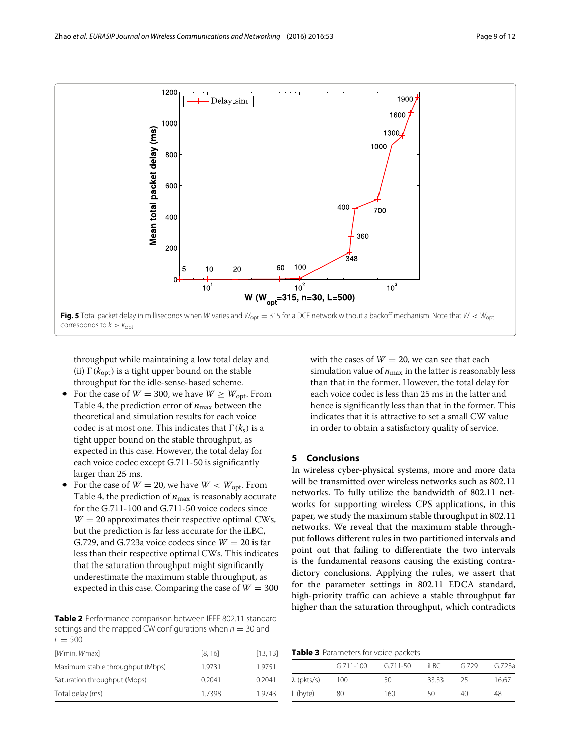Fig. 5 Total packet delay in milliseconds when $W$ varies and $W_{\text{opt}} = 315$ for a DCF network without a backoff mechanism. Note that $W < W_{\text{opt}}$ corresponds to $k > k_{\text{opt}}$

throughput while maintaining a low total delay and (ii) $\Gamma(k_{\text{opt}})$ is a tight upper bound on the stable throughput for the idle-sense-based scheme.

- For the case of $W = 300$, we have $W \geq W_{\text{opt}}$. From Table 4, the prediction error of $n_{\max}$ between the theoretical and simulation results for each voice codec is at most one. This indicates that $\Gamma(k_s)$ is a tight upper bound on the stable throughput, as expected in this case. However, the total delay for each voice codec except G.711-50 is significantly larger than 25 ms.
- For the case of $W = 20$, we have $W < W_{\text{opt}}$. From Table 4, the prediction of $n_{\max}$ is reasonably accurate for the G.711-100 and G.711-50 voice codecs since $W = 20$ approximates their respective optimal CWs, but the prediction is far less accurate for the iLBC, G.729, and G.723a voice codecs since $W = 20$ is far less than their respective optimal CWs. This indicates that the saturation throughput might significantly underestimate the maximum stable throughput, as expected in this case. Comparing the case of $W = 300$ with the cases of $W = 20$, we can see that each simulation value of $n_{\max}$ in the latter is reasonably less than that in the former. However, the total delay for each voice codec is less than 25 ms in the latter and hence is significantly less than that in the former. This indicates that it is attractive to set a small CW value in order to obtain a satisfactory quality of service.

## 5 Conclusions

In wireless cyber-physical systems, more and more data will be transmitted over wireless networks such as 802.11 networks. To fully utilize the bandwidth of 802.11 networks for supporting wireless CPS applications, in this paper, we study the maximum stable throughput in 802.11 networks. We reveal that the maximum stable throughput follows different rules in two partitioned intervals and point out that failing to differentiate the two intervals is the fundamental reasons causing the existing contradictory conclusions. Applying the rules, we assert that for the parameter settings in 802.11 EDCA standard, high-priority traffic can achieve a stable throughput far higher than the saturation throughput, which contradicts

**Table 2** Performance comparison between IEEE 802.11 standard settings and the mapped CW configurations when $n = 30$ and $L = 500$

| [$W$min, $W$max] | [8, 16] | [13, 13] |
|---|---|---|
| Maximum stable throughput (Mbps) | 1.9731 | 1.9751 |
| Saturation throughput (Mbps) | 0.2041 | 0.2041 |
| Total delay (ms) | 1.7398 | 1.9743 |

**Table 3** Parameters for voice packets

| | G.711-100 | G.711-50 | iLBC | G.729 | G.723a |
|---|---|---|---|---|---|
| λ (pkts/s) | 100 | 50 | 33.33 | 25 | 16.67 |
| L (byte) | 80 | 160 | 50 | 40 | 48 |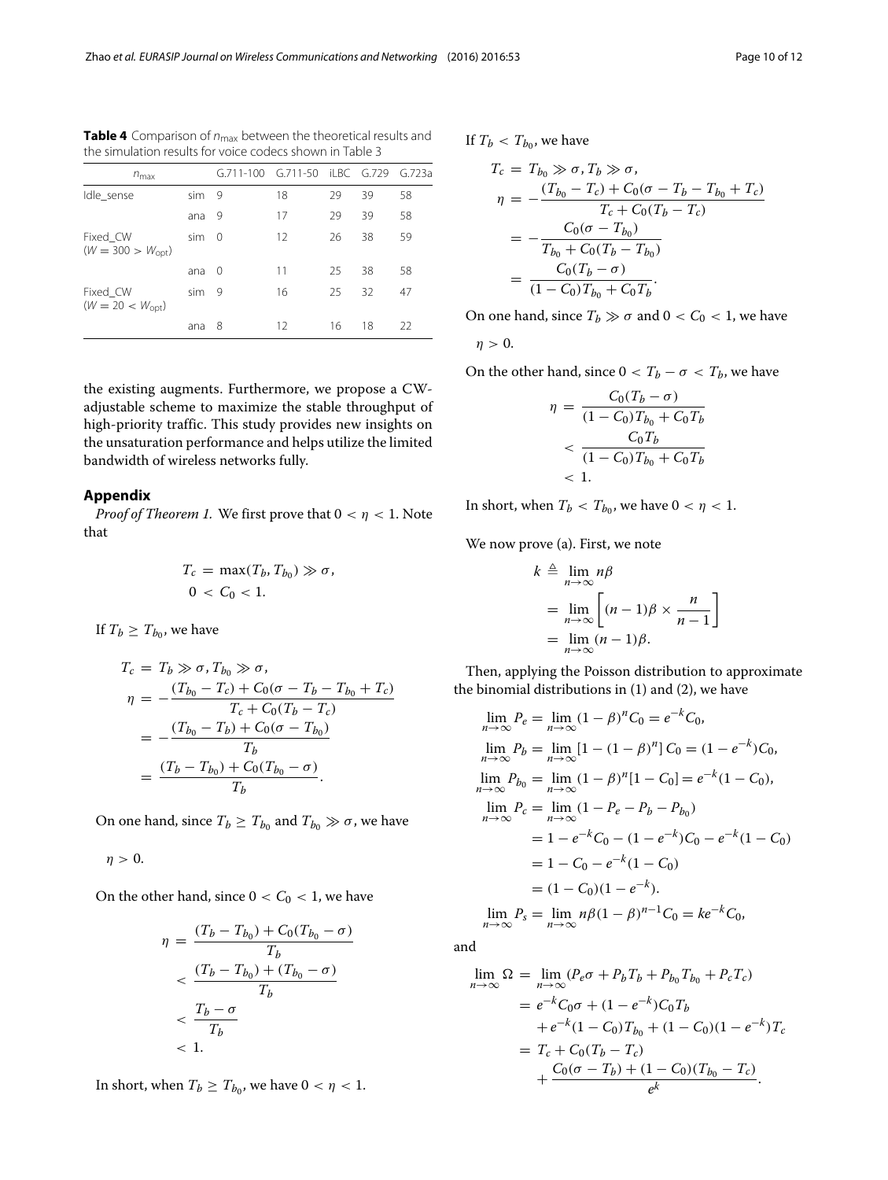**Table 4** Comparison of $n_{\max}$ between the theoretical results and the simulation results for voice codecs shown in Table 3

| $n_{\max}$ | | G.711-100 | G.711-50 | iLBC | G.729 | G.723a |
|---|---|---|---|---|---|---|
| Idle_sense | sim | 9 | 18 | 29 | 39 | 58 |
| | ana | 9 | 17 | 29 | 39 | 58 |
| Fixed_CW ($W = 300 > W_{\text{opt}}$) | sim | 0 | 12 | 26 | 38 | 59 |
| | ana | 0 | 11 | 25 | 38 | 58 |
| Fixed_CW ($W = 20 < W_{\text{opt}}$) | sim | 9 | 16 | 25 | 32 | 47 |
| | ana | 8 | 12 | 16 | 18 | 22 |

the existing augments. Furthermore, we propose a CW-adjustable scheme to maximize the stable throughput of high-priority traffic. This study provides new insights on the unsaturation performance and helps utilize the limited bandwidth of wireless networks fully.

## Appendix

*Proof of Theorem 1.* We first prove that $0 < \eta < 1$. Note that

$$T_c = \max(T_b, T_{b_0}) \gg \sigma,$$
$$0 < C_0 < 1.$$

If $T_b \geq T_{b_0}$, we have

$$\begin{aligned}
T_c &= T_b \gg \sigma, T_{b_0} \gg \sigma, \\
\eta &= -\frac{(T_{b_0} - T_c) + C_0(\sigma - T_b - T_{b_0} + T_c)}{T_c + C_0(T_b - T_c)} \\
&= -\frac{(T_{b_0} - T_b) + C_0(\sigma - T_{b_0})}{T_b} \\
&= \frac{(T_b - T_{b_0}) + C_0(T_{b_0} - \sigma)}{T_b}.
\end{aligned}$$

On one hand, since $T_b \geq T_{b_0}$ and $T_{b_0} \gg \sigma$, we have

$\eta > 0.$

On the other hand, since $0 < C_0 < 1$, we have

$$\begin{aligned}
\eta &= \frac{(T_b - T_{b_0}) + C_0(T_{b_0} - \sigma)}{T_b} \\
&< \frac{(T_b - T_{b_0}) + (T_{b_0} - \sigma)}{T_b} \\
&< \frac{T_b - \sigma}{T_b} \\
&< 1.
\end{aligned}$$

In short, when $T_b \geq T_{b_0}$, we have $0 < \eta < 1$.

If $T_b < T_{b_0}$, we have

$$\begin{aligned}
T_c &= T_{b_0} \gg \sigma, T_b \gg \sigma, \\
\eta &= -\frac{(T_{b_0} - T_c) + C_0(\sigma - T_b - T_{b_0} + T_c)}{T_c + C_0(T_b - T_c)} \\
&= -\frac{C_0(\sigma - T_{b_0})}{T_{b_0} + C_0(T_b - T_{b_0})} \\
&= \frac{C_0(T_b - \sigma)}{(1 - C_0)T_{b_0} + C_0 T_b}.
\end{aligned}$$

On one hand, since $T_b \gg \sigma$ and $0 < C_0 < 1$, we have

$\eta > 0.$

On the other hand, since $0 < T_b - \sigma < T_b$, we have

$$\begin{aligned}
\eta &= \frac{C_0(T_b - \sigma)}{(1 - C_0)T_{b_0} + C_0 T_b} \\
&< \frac{C_0 T_b}{(1 - C_0)T_{b_0} + C_0 T_b} \\
&< 1.
\end{aligned}$$

In short, when $T_b < T_{b_0}$, we have $0 < \eta < 1$.

We now prove (a). First, we note

$$\begin{aligned}
k &\triangleq \lim_{n \to \infty} n\beta \\
&= \lim_{n \to \infty} \left[ (n-1)\beta \times \frac{n}{n-1} \right] \\
&= \lim_{n \to \infty} (n-1)\beta.
\end{aligned}$$

Then, applying the Poisson distribution to approximate the binomial distributions in (1) and (2), we have

$$\begin{aligned}
\lim_{n \to \infty} P_e &= \lim_{n \to \infty} (1 - \beta)^n C_0 = e^{-k} C_0, \\
\lim_{n \to \infty} P_b &= \lim_{n \to \infty} [1 - (1 - \beta)^n] C_0 = (1 - e^{-k}) C_0, \\
\lim_{n \to \infty} P_{b_0} &= \lim_{n \to \infty} (1 - \beta)^n [1 - C_0] = e^{-k}(1 - C_0), \\
\lim_{n \to \infty} P_c &= \lim_{n \to \infty} (1 - P_e - P_b - P_{b_0}) \\
&= 1 - e^{-k} C_0 - (1 - e^{-k}) C_0 - e^{-k}(1 - C_0) \\
&= 1 - C_0 - e^{-k}(1 - C_0) \\
&= (1 - C_0)(1 - e^{-k}). \\
\lim_{n \to \infty} P_s &= \lim_{n \to \infty} n\beta(1 - \beta)^{n-1} C_0 = k e^{-k} C_0,
\end{aligned}$$

and

$$\begin{aligned}
\lim_{n \to \infty} \Omega &= \lim_{n \to \infty} (P_e \sigma + P_b T_b + P_{b_0} T_{b_0} + P_c T_c) \\
&= e^{-k} C_0 \sigma + (1 - e^{-k}) C_0 T_b \\
&\quad + e^{-k}(1 - C_0) T_{b_0} + (1 - C_0)(1 - e^{-k}) T_c \\
&= T_c + C_0(T_b - T_c) \\
&\quad + \frac{C_0(\sigma - T_b) + (1 - C_0)(T_{b_0} - T_c)}{e^k}.
\end{aligned}$$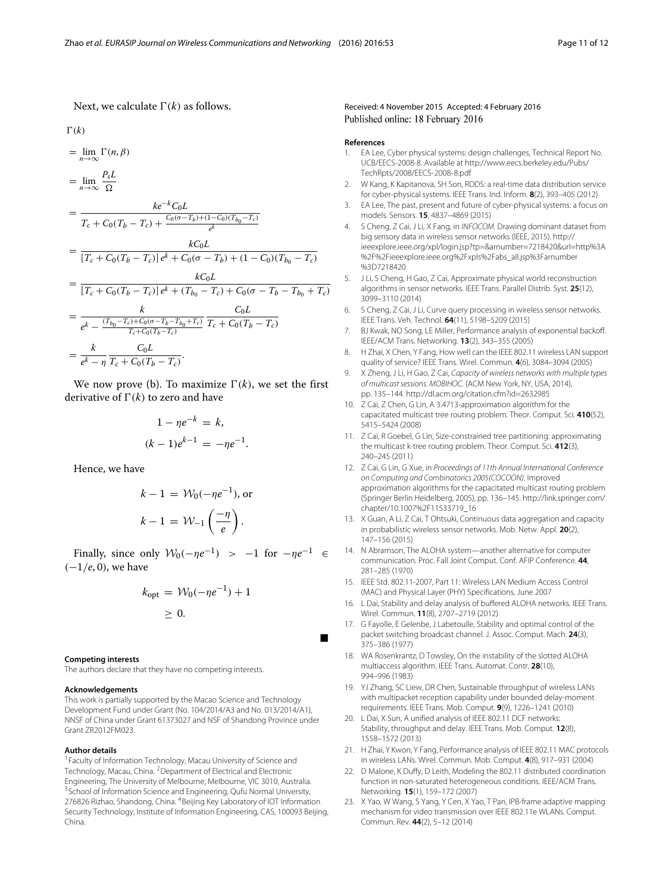Next, we calculate $\Gamma(k)$ as follows.

$$
\begin{aligned}
&\Gamma(k)\\
&= \lim_{n\to\infty} \Gamma(n,\beta)\\
&= \lim_{n\to\infty} \frac{P_s L}{\Omega}\\
&= \frac{k e^{-k} C_0 L}{T_c + C_0(T_b - T_c) + \frac{C_0(\sigma - T_b) + (1-C_0)(T_{b_0} - T_c)}{e^k}}\\
&= \frac{k C_0 L}{[T_c + C_0(T_b - T_c)]\, e^k + C_0(\sigma - T_b) + (1 - C_0)(T_{b_0} - T_c)}\\
&= \frac{k C_0 L}{[T_c + C_0(T_b - T_c)]\, e^k + (T_{b_0} - T_c) + C_0(\sigma - T_b - T_{b_0} + T_c)}\\
&= \frac{k}{e^k - \frac{(T_{b_0} - T_c) + C_0(\sigma - T_b - T_{b_0} + T_c)}{T_c + C_0(T_b - T_c)}} \frac{C_0 L}{T_c + C_0(T_b - T_c)}\\
&= \frac{k}{e^k - \eta} \frac{C_0 L}{T_c + C_0(T_b - T_c)}.
\end{aligned}
$$

We now prove (b). To maximize $\Gamma(k)$, we set the first derivative of $\Gamma(k)$ to zero and have

$$
\begin{aligned}
1 - \eta e^{-k} &= k,\\
(k-1)e^{k-1} &= -\eta e^{-1}.
\end{aligned}
$$

Hence, we have

$$
\begin{aligned}
k - 1 &= \mathcal{W}_0(-\eta e^{-1}), \text{ or}\\
k - 1 &= \mathcal{W}_{-1}\left(\frac{-\eta}{e}\right).
\end{aligned}
$$

Finally, since only $\mathcal{W}_0(-\eta e^{-1}) > -1$ for $-\eta e^{-1} \in (-1/e, 0)$, we have

$$
\begin{aligned}
k_{\text{opt}} &= \mathcal{W}_0(-\eta e^{-1}) + 1\\
&\geq 0.
\end{aligned}
$$

■

**Competing interests**

The authors declare that they have no competing interests.

**Acknowledgements**

This work is partially supported by the Macao Science and Technology Development Fund under Grant (No. 104/2014/A3 and No. 013/2014/A1), NNSF of China under Grant 61373027 and NSF of Shandong Province under Grant ZR2012FM023.

**Author details**

[1]Faculty of Information Technology, Macau University of Science and Technology, Macau, China. [2]Department of Electrical and Electronic Engineering, The University of Melbourne, Melbourne, VIC 3010, Australia. [3]School of Information Science and Engineering, Qufu Normal University, 276826 Rizhao, Shandong, China. [4]Beijing Key Laboratory of IOT Information Security Technology, Institute of Information Engineering, CAS, 100093 Beijing, China.

Received: 4 November 2015 Accepted: 4 February 2016
Published online: 18 February 2016

**References**

1. EA Lee, Cyber physical systems: design challenges, Technical Report No. UCB/EECS-2008-8. Available at http://www.eecs.berkeley.edu/Pubs/TechRpts/2008/EECS-2008-8.pdf
2. W Kang, K Kapitanova, SH Son, RDDS: a real-time data distribution service for cyber-physical systems. IEEE Trans. Ind. Inform. **8**(2), 393–405 (2012)
3. EA Lee, The past, present and future of cyber-physical systems: a focus on models. Sensors. **15**, 4837–4869 (2015)
4. S Cheng, Z Cai, J Li, X Fang, in *INFOCOM*. Drawing dominant dataset from big sensory data in wireless sensor networks (IEEE, 2015). http://ieeexplore.ieee.org/xpl/login.jsp?tp=&arnumber=7218420&url=http%3A%2F%2Fieeexplore.ieee.org%2Fxpls%2Fabs_all.jsp%3Farnumber%3D7218420
5. J Li, S Cheng, H Gao, Z Cai, Approximate physical world reconstruction algorithms in sensor networks. IEEE Trans. Parallel Distrib. Syst. **25**(12), 3099–3110 (2014)
6. S Cheng, Z Cai, J Li, Curve query processing in wireless sensor networks. IEEE Trans. Veh. Technol. **64**(11), 5198–5209 (2015)
7. BJ Kwak, NO Song, LE Miller, Performance analysis of exponential backoff. IEEE/ACM Trans. Networking. **13**(2), 343–355 (2005)
8. H Zhai, X Chen, Y Fang, How well can the IEEE 802.11 wireless LAN support quality of service? IEEE Trans. Wirel. Commun. **4**(6), 3084–3094 (2005)
9. X Zheng, J Li, H Gao, Z Cai, *Capacity of wireless networks with multiple types of multicast sessions. MOBIHOC*. (ACM New York, NY, USA, 2014), pp. 135–144. http://dl.acm.org/citation.cfm?id=2632985
10. Z Cai, Z Chen, G Lin, A 3.4713-approximation algorithm for the capacitated multicast tree routing problem. Theor. Comput. Sci. **410**(52), 5415–5424 (2008)
11. Z Cai, R Goebel, G Lin, Size-constrained tree partitioning: approximating the multicast k-tree routing problem. Theor. Comput. Sci. **412**(3), 240–245 (2011)
12. Z Cai, G Lin, G Xue, in *Proceedings of 11th Annual International Conference on Computing and Combinatorics 2005(COCOON)*. Improved approximation algorithms for the capacitated multicast routing problem (Springer Berlin Heidelberg, 2005), pp. 136–145. http://link.springer.com/chapter/10.1007%2F11533719_16
13. X Guan, A Li, Z Cai, T Ohtsuki, Continuous data aggregation and capacity in probabilistic wireless sensor networks. Mob. Netw. Appl. **20**(2), 147–156 (2015)
14. N Abramson, The ALOHA system—another alternative for computer communication. Proc. Fall Joint Comput. Conf. AFIP Conference. **44**, 281–285 (1970)
15. IEEE Std. 802.11-2007, Part 11: Wireless LAN Medium Access Control (MAC) and Physical Layer (PHY) Specifications, June 2007
16. L Dai, Stability and delay analysis of buffered ALOHA networks. IEEE Trans. Wirel. Commun. **11**(8), 2707–2719 (2012)
17. G Fayolle, E Gelenbe, J Labetoulle, Stability and optimal control of the packet switching broadcast channel. J. Assoc. Comput. Mach. **24**(3), 375–386 (1977)
18. WA Rosenkrantz, D Towsley, On the instability of the slotted ALOHA multiaccess algorithm. IEEE Trans. Automat. Contr. **28**(10), 994–996 (1983)
19. YJ Zhang, SC Liew, DR Chen, Sustainable throughput of wireless LANs with multipacket reception capability under bounded delay-moment requirements. IEEE Trans. Mob. Comput. **9**(9), 1226–1241 (2010)
20. L Dai, X Sun, A unified analysis of IEEE 802.11 DCF networks: Stability, throughput and delay. IEEE Trans. Mob. Comput. **12**(8), 1558–1572 (2013)
21. H Zhai, Y Kwon, Y Fang, Performance analysis of IEEE 802.11 MAC protocols in wireless LANs. Wirel. Commun. Mob. Comput. **4**(8), 917–931 (2004)
22. D Malone, K Duffy, D Leith, Modeling the 802.11 distributed coordination function in non-saturated heterogeneous conditions. IEEE/ACM Trans. Networking. **15**(1), 159–172 (2007)
23. X Yao, W Wang, S Yang, Y Cen, X Yao, T Pan, IPB-frame adaptive mapping mechanism for video transmission over IEEE 802.11e WLANs. Comput. Commun. Rev. **44**(2), 5–12 (2014)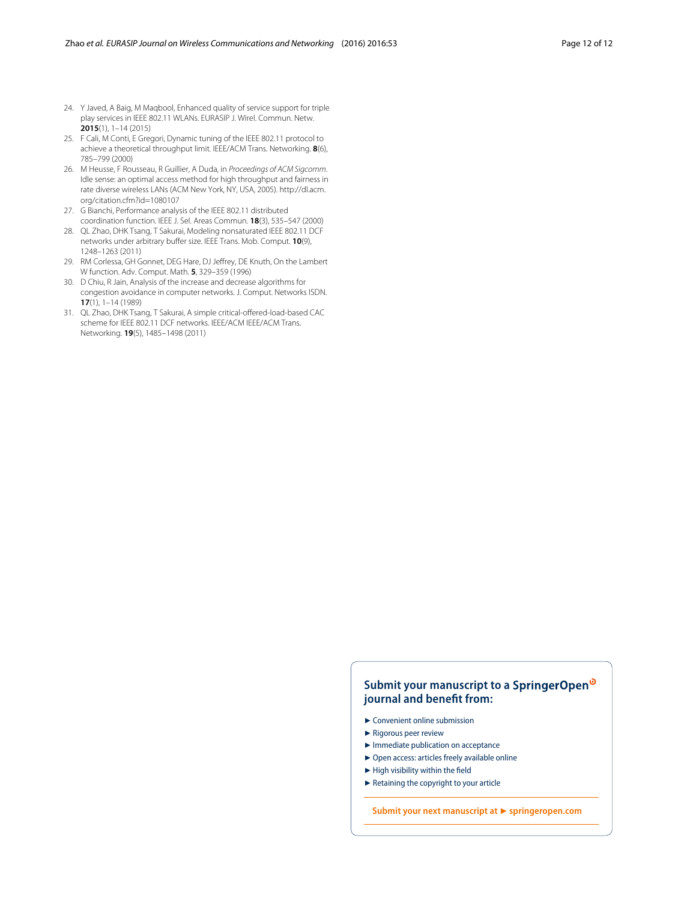24. Y Javed, A Baig, M Maqbool, Enhanced quality of service support for triple play services in IEEE 802.11 WLANs. EURASIP J. Wirel. Commun. Netw. **2015**(1), 1–14 (2015)
25. F Cali, M Conti, E Gregori, Dynamic tuning of the IEEE 802.11 protocol to achieve a theoretical throughput limit. IEEE/ACM Trans. Networking. **8**(6), 785–799 (2000)
26. M Heusse, F Rousseau, R Guillier, A Duda, in *Proceedings of ACM Sigcomm*. Idle sense: an optimal access method for high throughput and fairness in rate diverse wireless LANs (ACM New York, NY, USA, 2005). http://dl.acm.org/citation.cfm?id=1080107
27. G Bianchi, Performance analysis of the IEEE 802.11 distributed coordination function. IEEE J. Sel. Areas Commun. **18**(3), 535–547 (2000)
28. QL Zhao, DHK Tsang, T Sakurai, Modeling nonsaturated IEEE 802.11 DCF networks under arbitrary buffer size. IEEE Trans. Mob. Comput. **10**(9), 1248–1263 (2011)
29. RM Corlessa, GH Gonnet, DEG Hare, DJ Jeffrey, DE Knuth, On the Lambert W function. Adv. Comput. Math. **5**, 329–359 (1996)
30. D Chiu, R Jain, Analysis of the increase and decrease algorithms for congestion avoidance in computer networks. J. Comput. Networks ISDN. **17**(1), 1–14 (1989)
31. QL Zhao, DHK Tsang, T Sakurai, A simple critical-offered-load-based CAC scheme for IEEE 802.11 DCF networks. IEEE/ACM IEEE/ACM Trans. Networking. **19**(5), 1485–1498 (2011)

**Submit your manuscript to a SpringerOpen journal and benefit from:**

- ► Convenient online submission
- ► Rigorous peer review
- ► Immediate publication on acceptance
- ► Open access: articles freely available online
- ► High visibility within the field
- ► Retaining the copyright to your article

**Submit your next manuscript at ► springeropen.com**